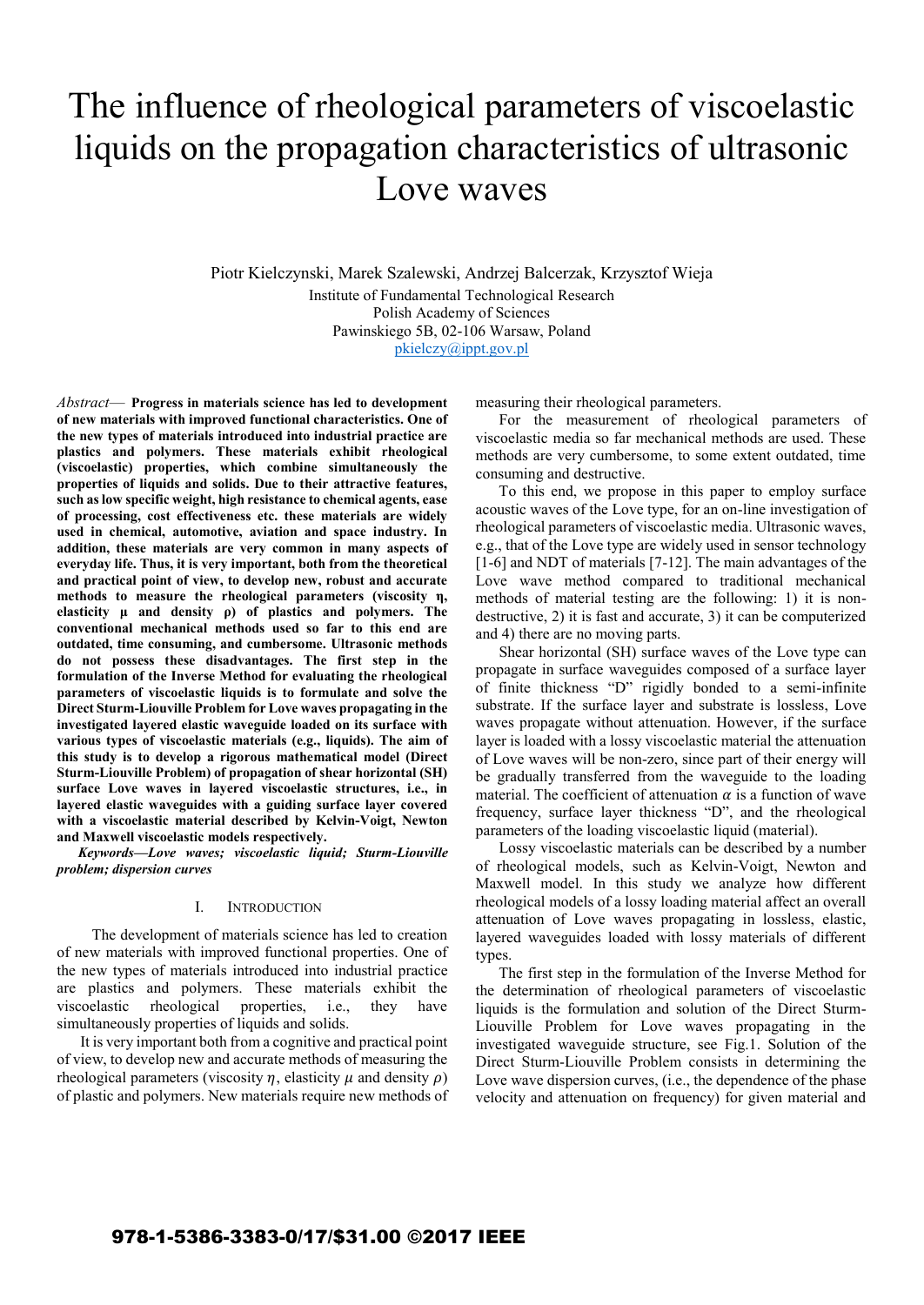# The influence of rheological parameters of viscoelastic liquids on the propagation characteristics of ultrasonic Love waves

Piotr Kielczynski, Marek Szalewski, Andrzej Balcerzak, Krzysztof Wieja
Institute of Fundamental Technological Research
Polish Academy of Sciences
Pawinskiego 5B, 02-106 Warsaw, Poland
pkielczy@ippt.gov.pl

*Abstract*— **Progress in materials science has led to development of new materials with improved functional characteristics. One of the new types of materials introduced into industrial practice are plastics and polymers. These materials exhibit rheological (viscoelastic) properties, which combine simultaneously the properties of liquids and solids. Due to their attractive features, such as low specific weight, high resistance to chemical agents, ease of processing, cost effectiveness etc. these materials are widely used in chemical, automotive, aviation and space industry. In addition, these materials are very common in many aspects of everyday life. Thus, it is very important, both from the theoretical and practical point of view, to develop new, robust and accurate methods to measure the rheological parameters (viscosity η, elasticity μ and density ρ) of plastics and polymers. The conventional mechanical methods used so far to this end are outdated, time consuming, and cumbersome. Ultrasonic methods do not possess these disadvantages. The first step in the formulation of the Inverse Method for evaluating the rheological parameters of viscoelastic liquids is to formulate and solve the Direct Sturm-Liouville Problem for Love waves propagating in the investigated layered elastic waveguide loaded on its surface with various types of viscoelastic materials (e.g., liquids). The aim of this study is to develop a rigorous mathematical model (Direct Sturm-Liouville Problem) of propagation of shear horizontal (SH) surface Love waves in layered viscoelastic structures, i.e., in layered elastic waveguides with a guiding surface layer covered with a viscoelastic material described by Kelvin-Voigt, Newton and Maxwell viscoelastic models respectively.**

***Keywords—Love waves; viscoelastic liquid; Sturm-Liouville problem; dispersion curves***

## I. Introduction

The development of materials science has led to creation of new materials with improved functional properties. One of the new types of materials introduced into industrial practice are plastics and polymers. These materials exhibit the viscoelastic rheological properties, i.e., they have simultaneously properties of liquids and solids.

It is very important both from a cognitive and practical point of view, to develop new and accurate methods of measuring the rheological parameters (viscosity $\eta$, elasticity $\mu$ and density $\rho$) of plastic and polymers. New materials require new methods of measuring their rheological parameters.

For the measurement of rheological parameters of viscoelastic media so far mechanical methods are used. These methods are very cumbersome, to some extent outdated, time consuming and destructive.

To this end, we propose in this paper to employ surface acoustic waves of the Love type, for an on-line investigation of rheological parameters of viscoelastic media. Ultrasonic waves, e.g., that of the Love type are widely used in sensor technology [1-6] and NDT of materials [7-12]. The main advantages of the Love wave method compared to traditional mechanical methods of material testing are the following: 1) it is non-destructive, 2) it is fast and accurate, 3) it can be computerized and 4) there are no moving parts.

Shear horizontal (SH) surface waves of the Love type can propagate in surface waveguides composed of a surface layer of finite thickness "D" rigidly bonded to a semi-infinite substrate. If the surface layer and substrate is lossless, Love waves propagate without attenuation. However, if the surface layer is loaded with a lossy viscoelastic material the attenuation of Love waves will be non-zero, since part of their energy will be gradually transferred from the waveguide to the loading material. The coefficient of attenuation $\alpha$ is a function of wave frequency, surface layer thickness "D", and the rheological parameters of the loading viscoelastic liquid (material).

Lossy viscoelastic materials can be described by a number of rheological models, such as Kelvin-Voigt, Newton and Maxwell model. In this study we analyze how different rheological models of a lossy loading material affect an overall attenuation of Love waves propagating in lossless, elastic, layered waveguides loaded with lossy materials of different types.

The first step in the formulation of the Inverse Method for the determination of rheological parameters of viscoelastic liquids is the formulation and solution of the Direct Sturm-Liouville Problem for Love waves propagating in the investigated waveguide structure, see Fig.1. Solution of the Direct Sturm-Liouville Problem consists in determining the Love wave dispersion curves, (i.e., the dependence of the phase velocity and attenuation on frequency) for given material and

978-1-5386-3383-0/17/$31.00 ©2017 IEEE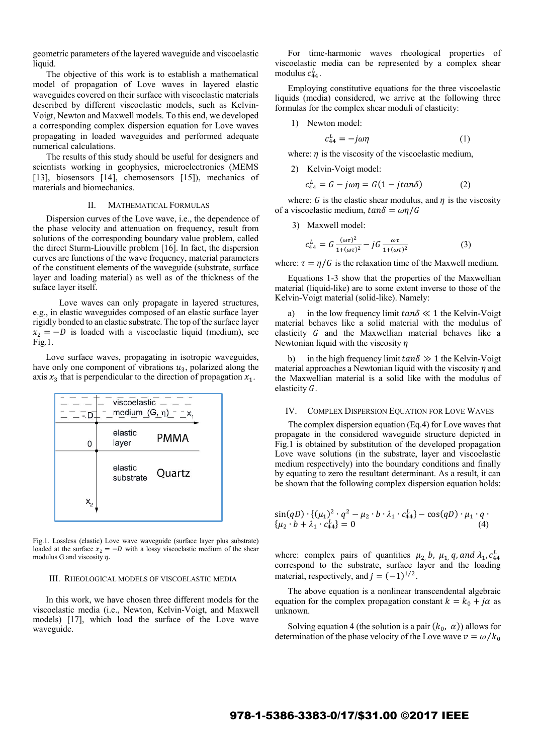geometric parameters of the layered waveguide and viscoelastic liquid.

The objective of this work is to establish a mathematical model of propagation of Love waves in layered elastic waveguides covered on their surface with viscoelastic materials described by different viscoelastic models, such as Kelvin-Voigt, Newton and Maxwell models. To this end, we developed a corresponding complex dispersion equation for Love waves propagating in loaded waveguides and performed adequate numerical calculations.

The results of this study should be useful for designers and scientists working in geophysics, microelectronics (MEMS [13], biosensors [14], chemosensors [15]), mechanics of materials and biomechanics.

## II. Mathematical Formulas

Dispersion curves of the Love wave, i.e., the dependence of the phase velocity and attenuation on frequency, result from solutions of the corresponding boundary value problem, called the direct Sturm-Liouville problem [16]. In fact, the dispersion curves are functions of the wave frequency, material parameters of the constituent elements of the waveguide (substrate, surface layer and loading material) as well as of the thickness of the suface layer itself.

Love waves can only propagate in layered structures, e.g., in elastic waveguides composed of an elastic surface layer rigidly bonded to an elastic substrate. The top of the surface layer $x_2 = -D$ is loaded with a viscoelastic liquid (medium), see Fig.1.

Love surface waves, propagating in isotropic waveguides, have only one component of vibrations $u_3$, polarized along the axis $x_3$ that is perpendicular to the direction of propagation $x_1$.

viscoelastic medium (G, η)

-D

$x_1$

0

elastic layer

PMMA

elastic substrate

Quartz

$x_2$

Fig.1. Lossless (elastic) Love wave waveguide (surface layer plus substrate) loaded at the surface $x_2 = -D$ with a lossy viscoelastic medium of the shear modulus G and viscosity $\eta$.

## III. Rheological Models of Viscoelastic Media

In this work, we have chosen three different models for the viscoelastic media (i.e., Newton, Kelvin-Voigt, and Maxwell models) [17], which load the surface of the Love wave waveguide.

For time-harmonic waves rheological properties of viscoelastic media can be represented by a complex shear modulus $c_{44}^L$.

Employing constitutive equations for the three viscoelastic liquids (media) considered, we arrive at the following three formulas for the complex shear moduli of elasticity:

1) Newton model:

$$c_{44}^L = -j\omega\eta \tag{1}$$

where: $\eta$ is the viscosity of the viscoelastic medium,

2) Kelvin-Voigt model:

$$c_{44}^L = G - j\omega\eta = G(1 - j\tan\delta) \tag{2}$$

where: $G$ is the elastic shear modulus, and $\eta$ is the viscosity of a viscoelastic medium, $\tan\delta = \omega\eta/G$

3) Maxwell model:

$$c_{44}^L = G\frac{(\omega\tau)^2}{1+(\omega\tau)^2} - jG\frac{\omega\tau}{1+(\omega\tau)^2} \tag{3}$$

where: $\tau = \eta/G$ is the relaxation time of the Maxwell medium.

Equations 1-3 show that the properties of the Maxwellian material (liquid-like) are to some extent inverse to those of the Kelvin-Voigt material (solid-like). Namely:

a) in the low frequency limit $\tan\delta \ll 1$ the Kelvin-Voigt material behaves like a solid material with the modulus of elasticity $G$ and the Maxwellian material behaves like a Newtonian liquid with the viscosity $\eta$

b) in the high frequency limit $\tan\delta \gg 1$ the Kelvin-Voigt material approaches a Newtonian liquid with the viscosity $\eta$ and the Maxwellian material is a solid like with the modulus of elasticity $G$.

## IV. Complex Dispersion Equation for Love Waves

The complex dispersion equation (Eq.4) for Love waves that propagate in the considered waveguide structure depicted in Fig.1 is obtained by substitution of the developed propagation Love wave solutions (in the substrate, layer and viscoelastic medium respectively) into the boundary conditions and finally by equating to zero the resultant determinant. As a result, it can be shown that the following complex dispersion equation holds:

$$\sin(qD) \cdot \{(\mu_1)^2 \cdot q^2 - \mu_2 \cdot b \cdot \lambda_1 \cdot c_{44}^L\} - \cos(qD) \cdot \mu_1 \cdot q \cdot \{\mu_2 \cdot b + \lambda_1 \cdot c_{44}^L\} = 0 \tag{4}$$

where: complex pairs of quantities $\mu_2, b$, $\mu_1, q$, and $\lambda_1, c_{44}^L$ correspond to the substrate, surface layer and the loading material, respectively, and $j = (-1)^{1/2}$.

The above equation is a nonlinear transcendental algebraic equation for the complex propagation constant $k = k_0 + j\alpha$ as unknown.

Solving equation 4 (the solution is a pair $(k_0, \alpha)$) allows for determination of the phase velocity of the Love wave $v = \omega/k_0$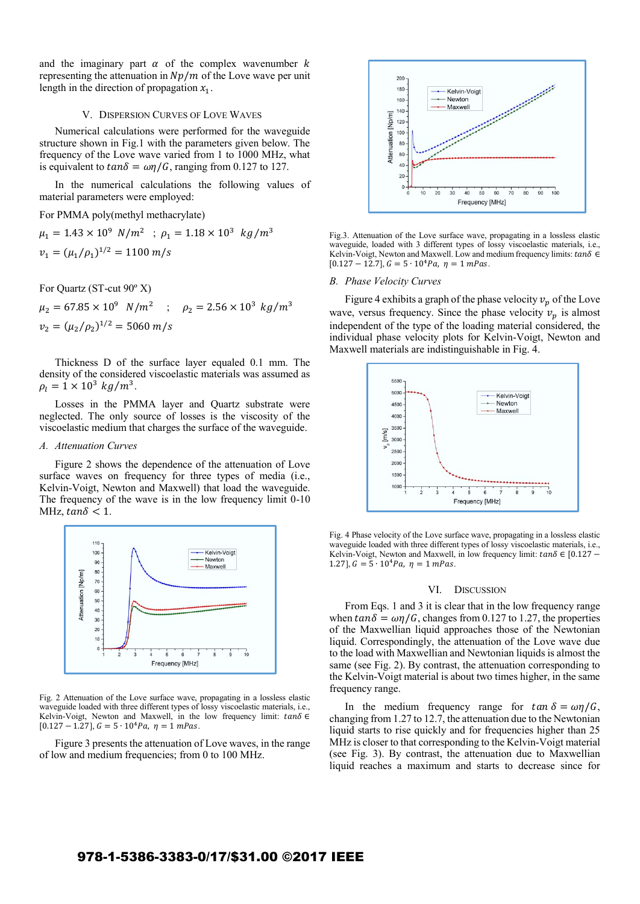and the imaginary part $\alpha$ of the complex wavenumber $k$ representing the attenuation in $Np/m$ of the Love wave per unit length in the direction of propagation $x_1$.

## V. Dispersion Curves of Love Waves

Numerical calculations were performed for the waveguide structure shown in Fig.1 with the parameters given below. The frequency of the Love wave varied from 1 to 1000 MHz, what is equivalent to $tan\delta = \omega\eta/G$, ranging from 0.127 to 127.

In the numerical calculations the following values of material parameters were employed:

For PMMA poly(methyl methacrylate)

$\mu_1 = 1.43 \times 10^9 \; N/m^2$ ; $\rho_1 = 1.18 \times 10^3 \; kg/m^3$

$v_1 = (\mu_1/\rho_1)^{1/2} = 1100 \; m/s$

For Quartz (ST-cut 90º X)

$\mu_2 = 67.85 \times 10^9 \; N/m^2$ ; $\rho_2 = 2.56 \times 10^3 \; kg/m^3$

$v_2 = (\mu_2/\rho_2)^{1/2} = 5060 \; m/s$

Thickness D of the surface layer equaled 0.1 mm. The density of the considered viscoelastic materials was assumed as $\rho_l = 1 \times 10^3 \; kg/m^3$.

Losses in the PMMA layer and Quartz substrate were neglected. The only source of losses is the viscosity of the viscoelastic medium that charges the surface of the waveguide.

### A. Attenuation Curves

Figure 2 shows the dependence of the attenuation of Love surface waves on frequency for three types of media (i.e., Kelvin-Voigt, Newton and Maxwell) that load the waveguide. The frequency of the wave is in the low frequency limit 0-10 MHz, $tan\delta < 1$.

Attenuation [Np/m]
Frequency [MHz]
Kelvin-Voigt
Newton
Maxwell

Fig. 2 Attenuation of the Love surface wave, propagating in a lossless elastic waveguide loaded with three different types of lossy viscoelastic materials, i.e., Kelvin-Voigt, Newton and Maxwell, in the low frequency limit: $tan\delta \in [0.127 - 1.27]$, $G = 5 \cdot 10^4 Pa$, $\eta = 1 \; mPas$.

Figure 3 presents the attenuation of Love waves, in the range of low and medium frequencies; from 0 to 100 MHz.

Attenuation [Np/m]
Frequency [MHz]
Kelvin-Voigt
Newton
Maxwell

Fig.3. Attenuation of the Love surface wave, propagating in a lossless elastic waveguide, loaded with 3 different types of lossy viscoelastic materials, i.e., Kelvin-Voigt, Newton and Maxwell. Low and medium frequency limits: $tan\delta \in [0.127 - 12.7]$, $G = 5 \cdot 10^4 Pa$, $\eta = 1 \; mPas$.

### B. Phase Velocity Curves

Figure 4 exhibits a graph of the phase velocity $v_p$ of the Love wave, versus frequency. Since the phase velocity $v_p$ is almost independent of the type of the loading material considered, the individual phase velocity plots for Kelvin-Voigt, Newton and Maxwell materials are indistinguishable in Fig. 4.

$v_p$ [m/s]
Frequency [MHz]
Kelvin-Voigt
Newton
Maxwell

Fig. 4 Phase velocity of the Love surface wave, propagating in a lossless elastic waveguide loaded with three different types of lossy viscoelastic materials, i.e., Kelvin-Voigt, Newton and Maxwell, in low frequency limit: $tan\delta \in [0.127 - 1.27]$, $G = 5 \cdot 10^4 Pa$, $\eta = 1 \; mPas$.

## VI. Discussion

From Eqs. 1 and 3 it is clear that in the low frequency range when $tan\delta = \omega\eta/G$, changes from 0.127 to 1.27, the properties of the Maxwellian liquid approaches those of the Newtonian liquid. Correspondingly, the attenuation of the Love wave due to the load with Maxwellian and Newtonian liquids is almost the same (see Fig. 2). By contrast, the attenuation corresponding to the Kelvin-Voigt material is about two times higher, in the same frequency range.

In the medium frequency range for $tan\,\delta = \omega\eta/G$, changing from 1.27 to 12.7, the attenuation due to the Newtonian liquid starts to rise quickly and for frequencies higher than 25 MHz is closer to that corresponding to the Kelvin-Voigt material (see Fig. 3). By contrast, the attenuation due to Maxwellian liquid reaches a maximum and starts to decrease since for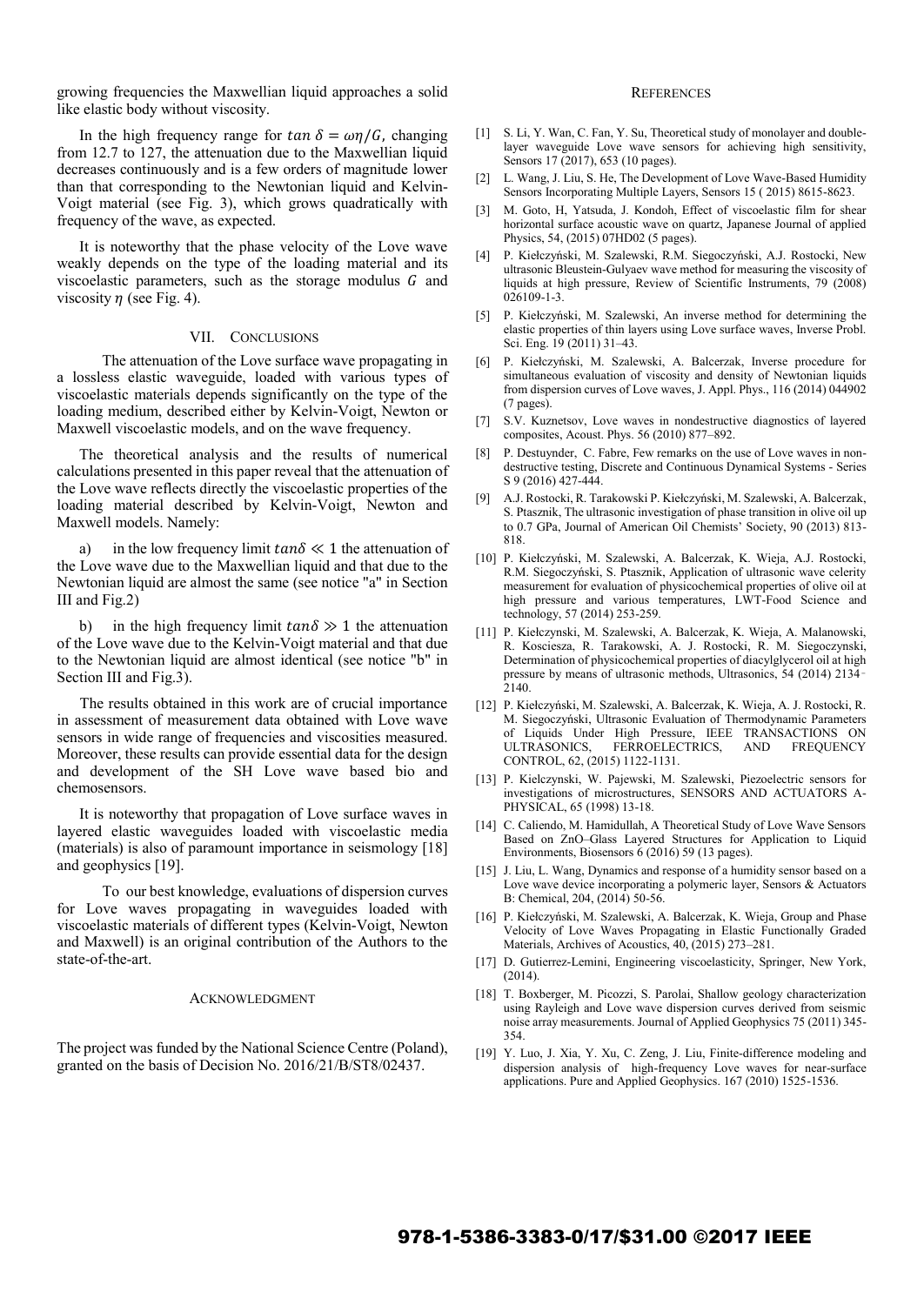growing frequencies the Maxwellian liquid approaches a solid like elastic body without viscosity.

In the high frequency range for $tan\,\delta = \omega\eta/G$, changing from 12.7 to 127, the attenuation due to the Maxwellian liquid decreases continuously and is a few orders of magnitude lower than that corresponding to the Newtonian liquid and Kelvin-Voigt material (see Fig. 3), which grows quadratically with frequency of the wave, as expected.

It is noteworthy that the phase velocity of the Love wave weakly depends on the type of the loading material and its viscoelastic parameters, such as the storage modulus $G$ and viscosity $\eta$ (see Fig. 4).

## VII. Conclusions

The attenuation of the Love surface wave propagating in a lossless elastic waveguide, loaded with various types of viscoelastic materials depends significantly on the type of the loading medium, described either by Kelvin-Voigt, Newton or Maxwell viscoelastic models, and on the wave frequency.

The theoretical analysis and the results of numerical calculations presented in this paper reveal that the attenuation of the Love wave reflects directly the viscoelastic properties of the loading material described by Kelvin-Voigt, Newton and Maxwell models. Namely:

a) in the low frequency limit $tan\delta \ll 1$ the attenuation of the Love wave due to the Maxwellian liquid and that due to the Newtonian liquid are almost the same (see notice "a" in Section III and Fig.2)

b) in the high frequency limit $tan\delta \gg 1$ the attenuation of the Love wave due to the Kelvin-Voigt material and that due to the Newtonian liquid are almost identical (see notice "b" in Section III and Fig.3).

The results obtained in this work are of crucial importance in assessment of measurement data obtained with Love wave sensors in wide range of frequencies and viscosities measured. Moreover, these results can provide essential data for the design and development of the SH Love wave based bio and chemosensors.

It is noteworthy that propagation of Love surface waves in layered elastic waveguides loaded with viscoelastic media (materials) is also of paramount importance in seismology [18] and geophysics [19].

To our best knowledge, evaluations of dispersion curves for Love waves propagating in waveguides loaded with viscoelastic materials of different types (Kelvin-Voigt, Newton and Maxwell) is an original contribution of the Authors to the state-of-the-art.

## Acknowledgment

The project was funded by the National Science Centre (Poland), granted on the basis of Decision No. 2016/21/B/ST8/02437.

## References

[1] S. Li, Y. Wan, C. Fan, Y. Su, Theoretical study of monolayer and double-layer waveguide Love wave sensors for achieving high sensitivity, Sensors 17 (2017), 653 (10 pages).

[2] L. Wang, J. Liu, S. He, The Development of Love Wave-Based Humidity Sensors Incorporating Multiple Layers, Sensors 15 ( 2015) 8615-8623.

[3] M. Goto, H, Yatsuda, J. Kondoh, Effect of viscoelastic film for shear horizontal surface acoustic wave on quartz, Japanese Journal of applied Physics, 54, (2015) 07HD02 (5 pages).

[4] P. Kiełczyński, M. Szalewski, R.M. Siegoczyński, A.J. Rostocki, New ultrasonic Bleustein-Gulyaev wave method for measuring the viscosity of liquids at high pressure, Review of Scientific Instruments, 79 (2008) 026109-1-3.

[5] P. Kiełczyński, M. Szalewski, An inverse method for determining the elastic properties of thin layers using Love surface waves, Inverse Probl. Sci. Eng. 19 (2011) 31–43.

[6] P. Kiełczyński, M. Szalewski, A. Balcerzak, Inverse procedure for simultaneous evaluation of viscosity and density of Newtonian liquids from dispersion curves of Love waves, J. Appl. Phys., 116 (2014) 044902 (7 pages).

[7] S.V. Kuznetsov, Love waves in nondestructive diagnostics of layered composites, Acoust. Phys. 56 (2010) 877–892.

[8] P. Destuynder, C. Fabre, Few remarks on the use of Love waves in non-destructive testing, Discrete and Continuous Dynamical Systems - Series S 9 (2016) 427-444.

[9] A.J. Rostocki, R. Tarakowski P. Kiełczyński, M. Szalewski, A. Balcerzak, S. Ptasznik, The ultrasonic investigation of phase transition in olive oil up to 0.7 GPa, Journal of American Oil Chemists' Society, 90 (2013) 813-818.

[10] P. Kiełczyński, M. Szalewski, A. Balcerzak, K. Wieja, A.J. Rostocki, R.M. Siegoczyński, S. Ptasznik, Application of ultrasonic wave celerity measurement for evaluation of physicochemical properties of olive oil at high pressure and various temperatures, LWT-Food Science and technology, 57 (2014) 253-259.

[11] P. Kiełczynski, M. Szalewski, A. Balcerzak, K. Wieja, A. Malanowski, R. Kosciesza, R. Tarakowski, A. J. Rostocki, R. M. Siegoczynski, Determination of physicochemical properties of diacylglycerol oil at high pressure by means of ultrasonic methods, Ultrasonics, 54 (2014) 2134–2140.

[12] P. Kiełczyński, M. Szalewski, A. Balcerzak, K. Wieja, A. J. Rostocki, R. M. Siegoczyński, Ultrasonic Evaluation of Thermodynamic Parameters of Liquids Under High Pressure, IEEE TRANSACTIONS ON ULTRASONICS, FERROELECTRICS, AND FREQUENCY CONTROL, 62, (2015) 1122-1131.

[13] P. Kielczynski, W. Pajewski, M. Szalewski, Piezoelectric sensors for investigations of microstructures, SENSORS AND ACTUATORS A-PHYSICAL, 65 (1998) 13-18.

[14] C. Caliendo, M. Hamidullah, A Theoretical Study of Love Wave Sensors Based on ZnO–Glass Layered Structures for Application to Liquid Environments, Biosensors 6 (2016) 59 (13 pages).

[15] J. Liu, L. Wang, Dynamics and response of a humidity sensor based on a Love wave device incorporating a polymeric layer, Sensors & Actuators B: Chemical, 204, (2014) 50-56.

[16] P. Kiełczyński, M. Szalewski, A. Balcerzak, K. Wieja, Group and Phase Velocity of Love Waves Propagating in Elastic Functionally Graded Materials, Archives of Acoustics, 40, (2015) 273–281.

[17] D. Gutierrez-Lemini, Engineering viscoelasticity, Springer, New York, (2014).

[18] T. Boxberger, M. Picozzi, S. Parolai, Shallow geology characterization using Rayleigh and Love wave dispersion curves derived from seismic noise array measurements. Journal of Applied Geophysics 75 (2011) 345-354.

[19] Y. Luo, J. Xia, Y. Xu, C. Zeng, J. Liu, Finite-difference modeling and dispersion analysis of high-frequency Love waves for near-surface applications. Pure and Applied Geophysics. 167 (2010) 1525-1536.